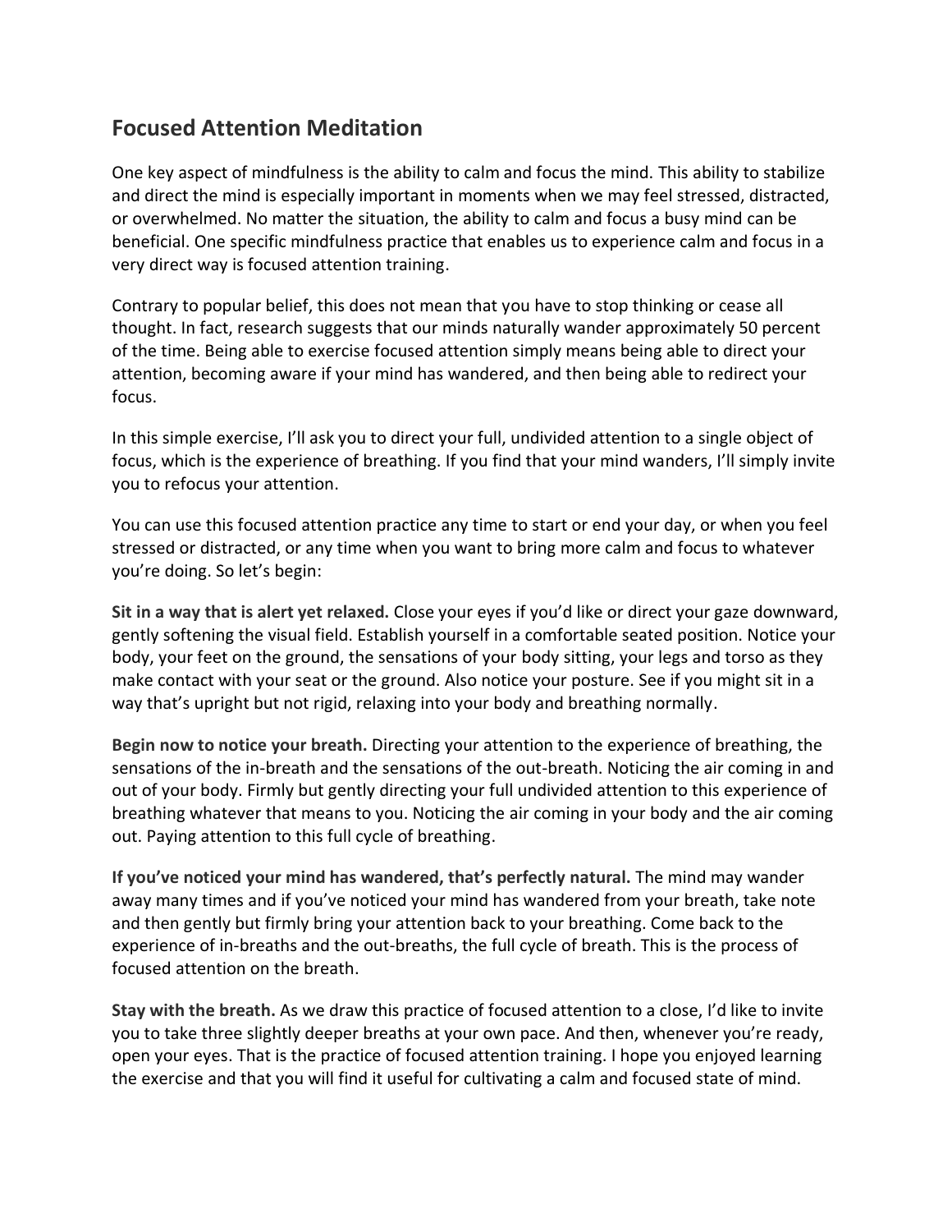## Focused Attention Meditation

One key aspect of mindfulness is the ability to calm and focus the mind. This ability to stabilize and direct the mind is especially important in moments when we may feel stressed, distracted, or overwhelmed. No matter the situation, the ability to calm and focus a busy mind can be beneficial. One specific mindfulness practice that enables us to experience calm and focus in a very direct way is focused attention training.

Contrary to popular belief, this does not mean that you have to stop thinking or cease all thought. In fact, research suggests that our minds naturally wander approximately 50 percent of the time. Being able to exercise focused attention simply means being able to direct your attention, becoming aware if your mind has wandered, and then being able to redirect your focus.

In this simple exercise, I'll ask you to direct your full, undivided attention to a single object of focus, which is the experience of breathing. If you find that your mind wanders, I'll simply invite you to refocus your attention.

You can use this focused attention practice any time to start or end your day, or when you feel stressed or distracted, or any time when you want to bring more calm and focus to whatever you're doing. So let's begin:

**Sit in a way that is alert yet relaxed.** Close your eyes if you'd like or direct your gaze downward, gently softening the visual field. Establish yourself in a comfortable seated position. Notice your body, your feet on the ground, the sensations of your body sitting, your legs and torso as they make contact with your seat or the ground. Also notice your posture. See if you might sit in a way that's upright but not rigid, relaxing into your body and breathing normally.

**Begin now to notice your breath.** Directing your attention to the experience of breathing, the sensations of the in-breath and the sensations of the out-breath. Noticing the air coming in and out of your body. Firmly but gently directing your full undivided attention to this experience of breathing whatever that means to you. Noticing the air coming in your body and the air coming out. Paying attention to this full cycle of breathing.

**If you've noticed your mind has wandered, that's perfectly natural.** The mind may wander away many times and if you've noticed your mind has wandered from your breath, take note and then gently but firmly bring your attention back to your breathing. Come back to the experience of in-breaths and the out-breaths, the full cycle of breath. This is the process of focused attention on the breath.

**Stay with the breath.** As we draw this practice of focused attention to a close, I'd like to invite you to take three slightly deeper breaths at your own pace. And then, whenever you're ready, open your eyes. That is the practice of focused attention training. I hope you enjoyed learning the exercise and that you will find it useful for cultivating a calm and focused state of mind.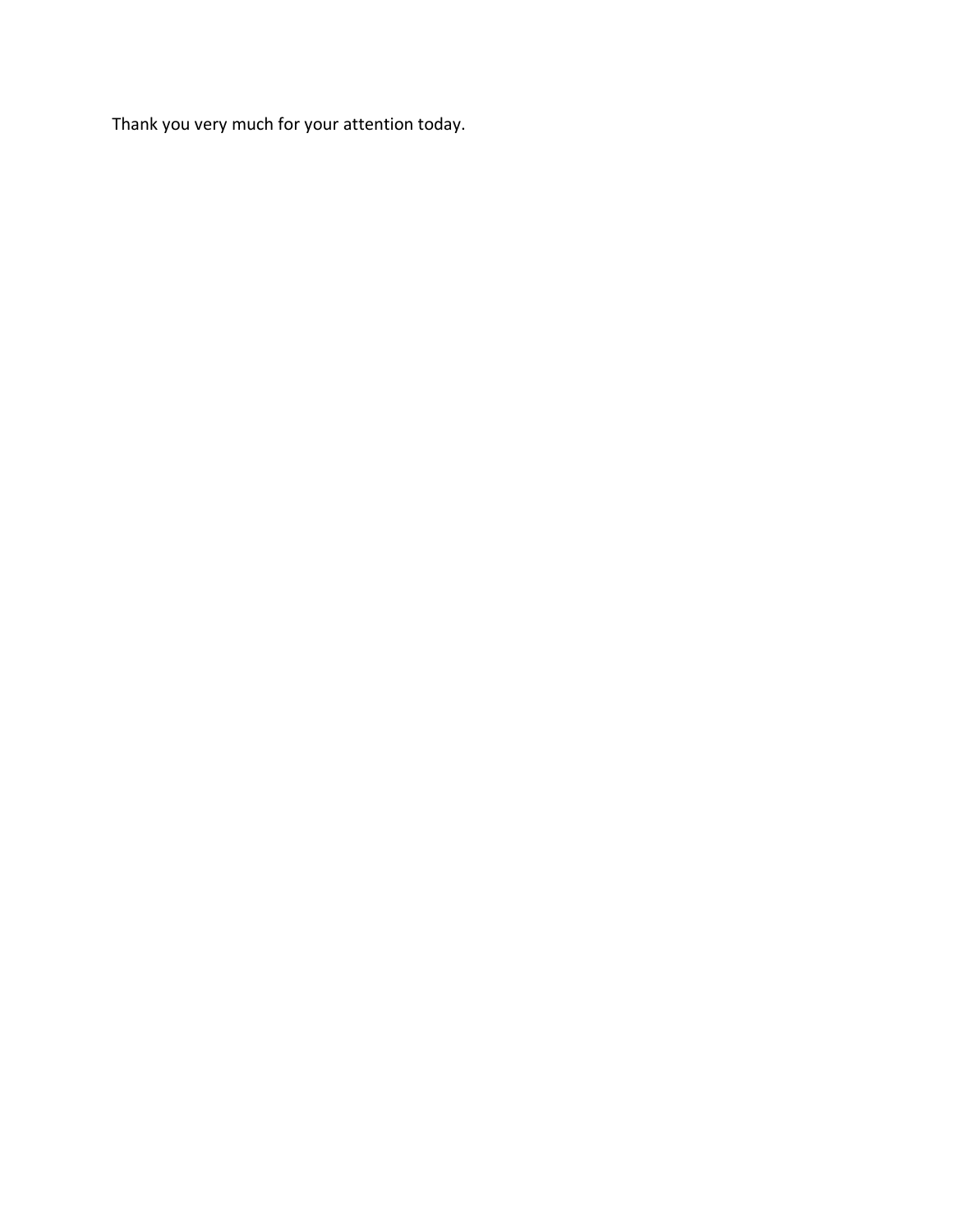Thank you very much for your attention today.